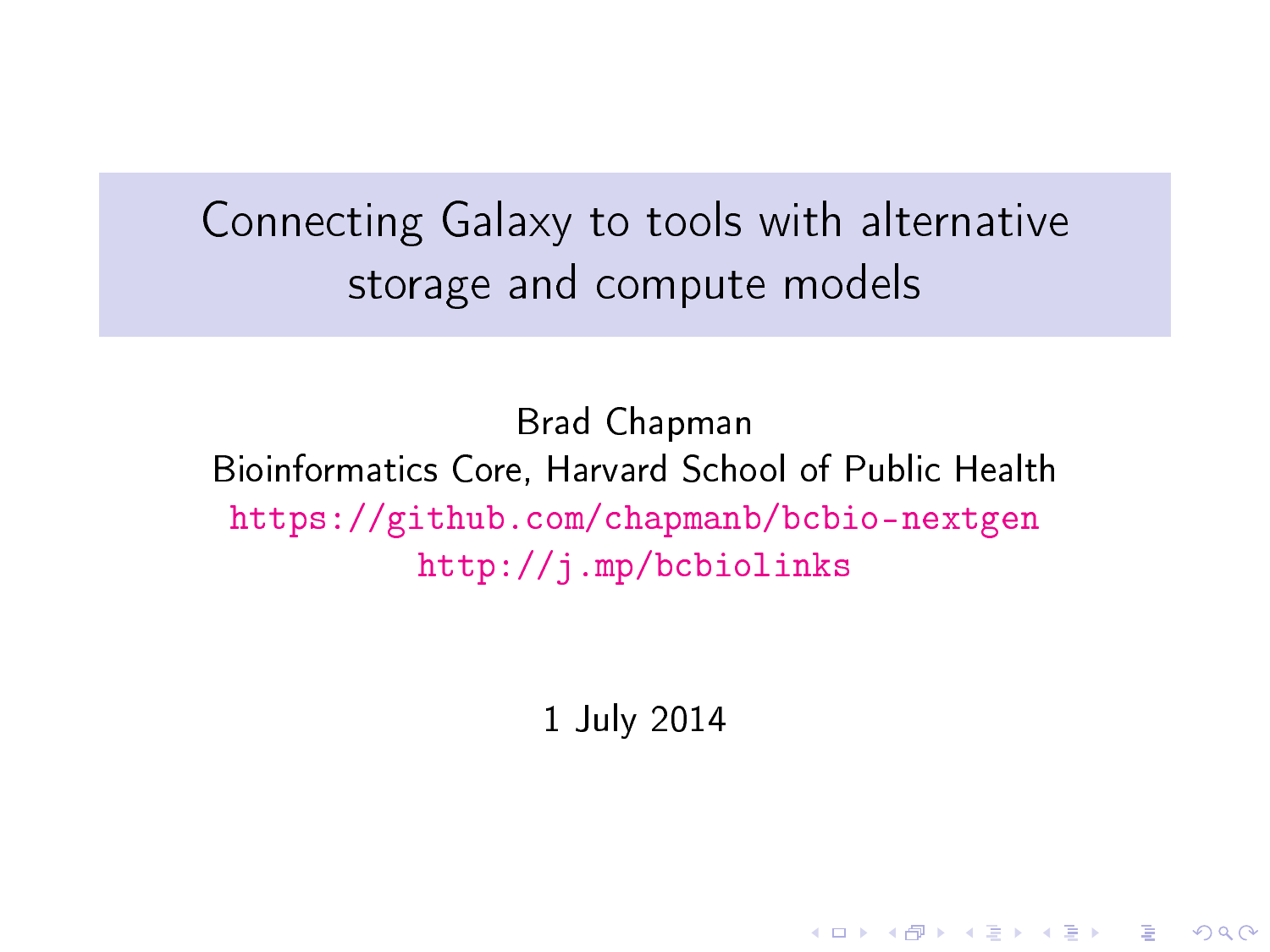# Connecting Galaxy to tools with alternative storage and compute models

Brad Chapman

Bioinformatics Core, Harvard School of Public Health

https://github.com/chapmanb/bcbio-nextgen

http://j.mp/bcbiolinks

1 July 2014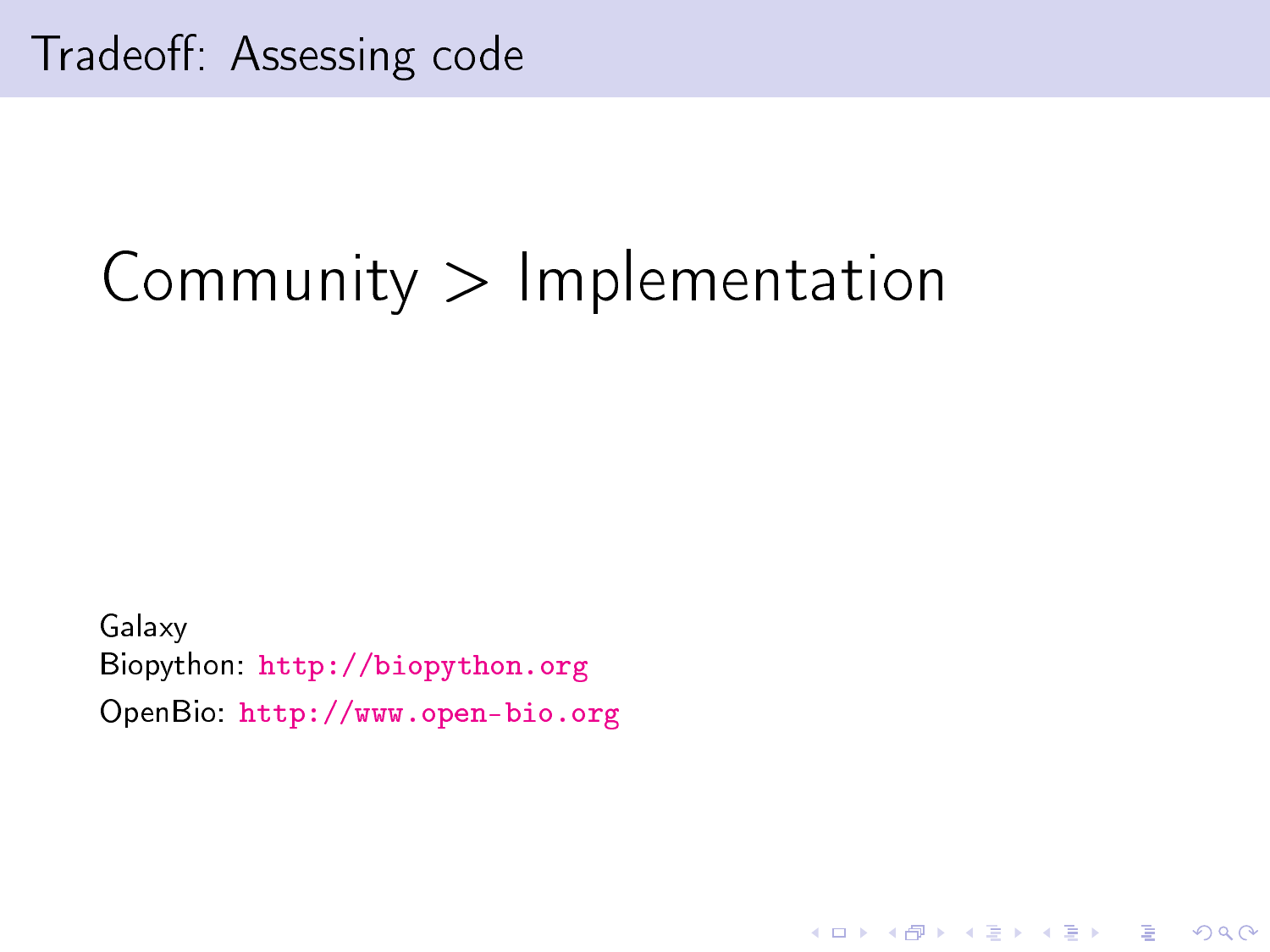# Tradeoff: Assessing code

## Community > Implementation

Galaxy
Biopython: http://biopython.org
OpenBio: http://www.open-bio.org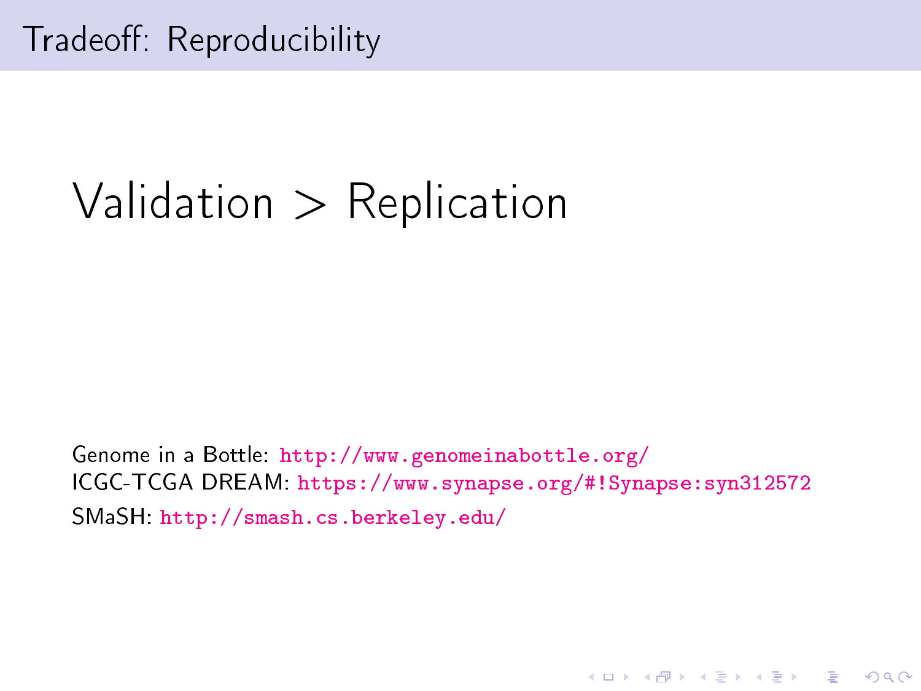# Tradeoff: Reproducibility

## Validation > Replication

Genome in a Bottle: http://www.genomeinabottle.org/
ICGC-TCGA DREAM: https://www.synapse.org/#!Synapse:syn312572
SMaSH: http://smash.cs.berkeley.edu/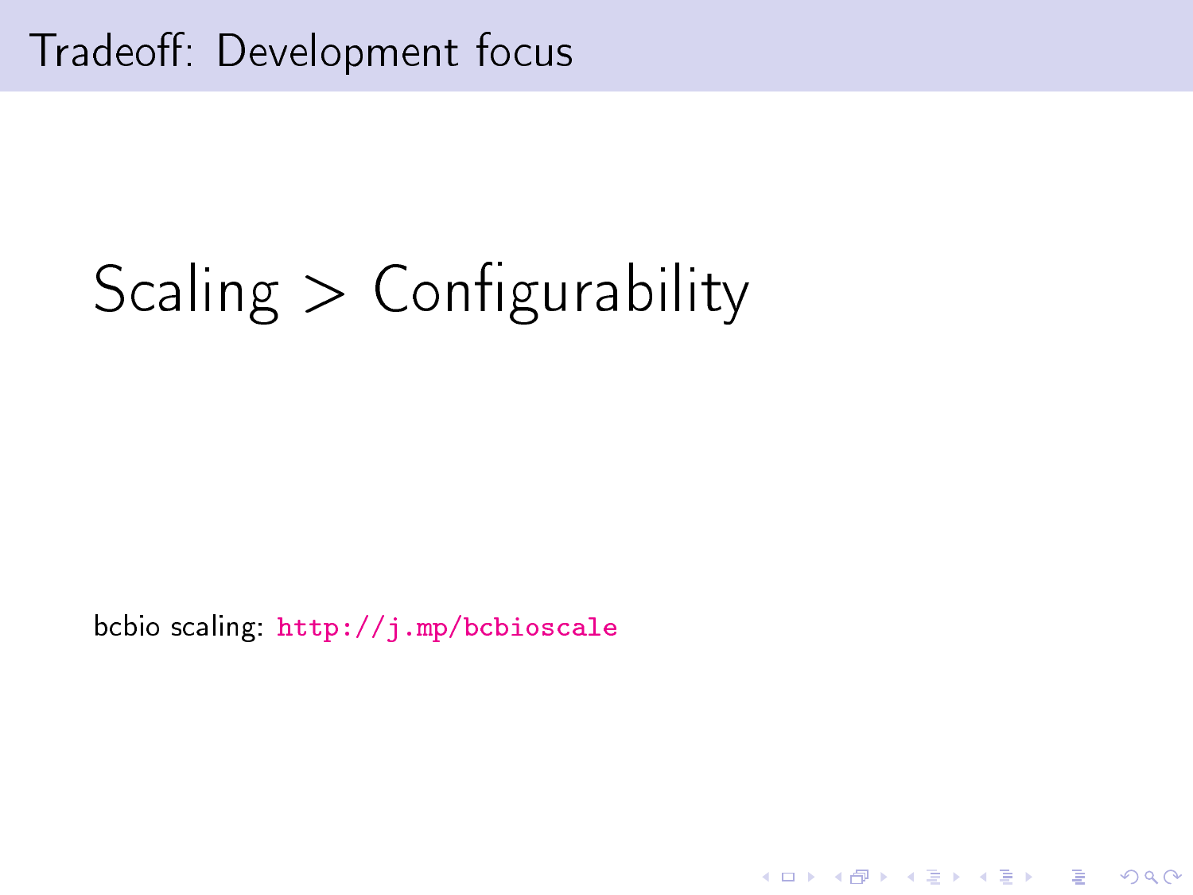# Tradeoff: Development focus

## Scaling > Configurability

bcbio scaling: `http://j.mp/bcbioscale`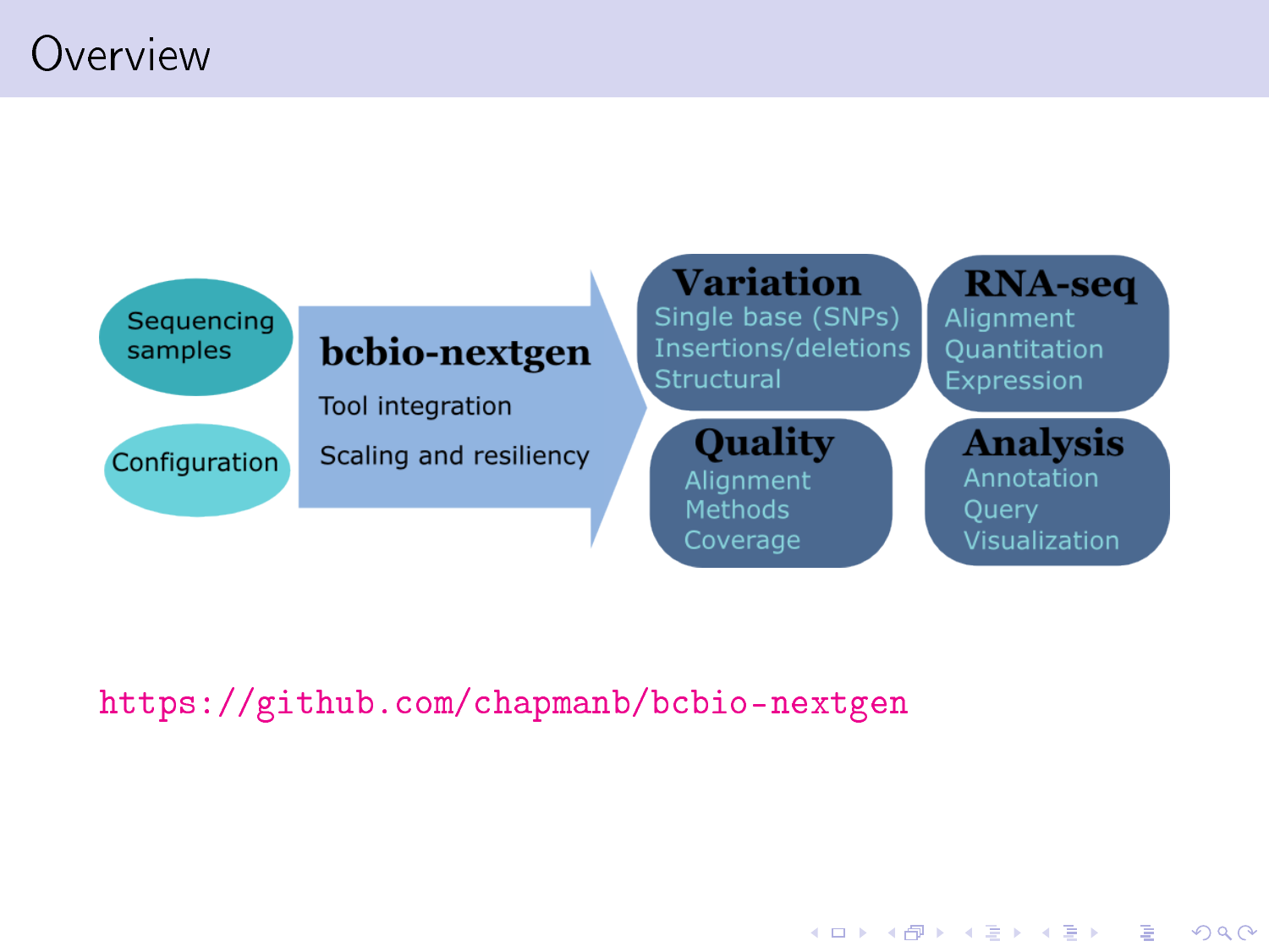# Overview

Sequencing samples

Configuration

**bcbio-nextgen**

Tool integration

Scaling and resiliency

**Variation**
- Single base (SNPs)
- Insertions/deletions
- Structural

**RNA-seq**
- Alignment
- Quantitation
- Expression

**Quality**
- Alignment
- Methods
- Coverage

**Analysis**
- Annotation
- Query
- Visualization

https://github.com/chapmanb/bcbio-nextgen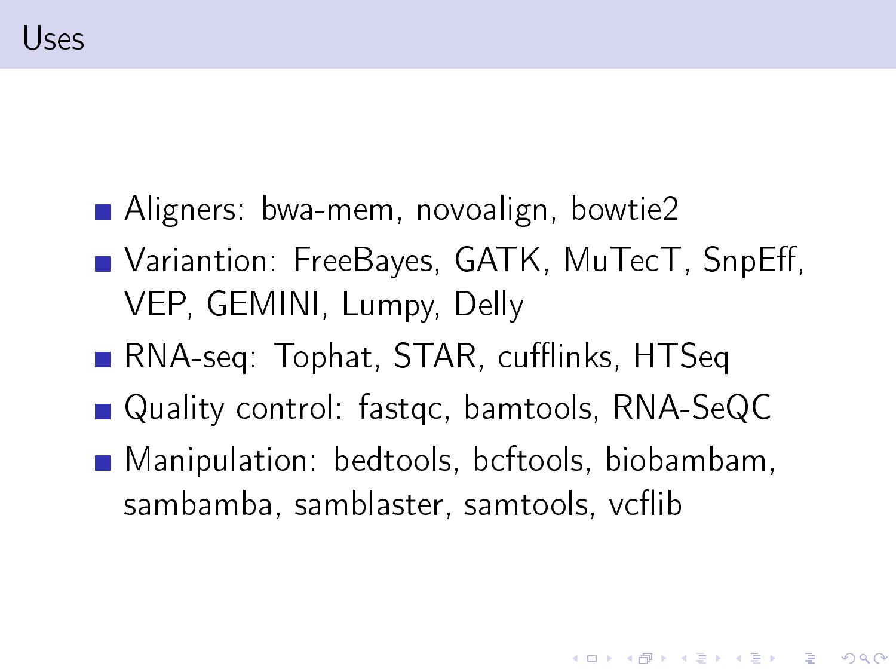# Uses

- Aligners: bwa-mem, novoalign, bowtie2
- Variantion: FreeBayes, GATK, MuTecT, SnpEff, VEP, GEMINI, Lumpy, Delly
- RNA-seq: Tophat, STAR, cufflinks, HTSeq
- Quality control: fastqc, bamtools, RNA-SeQC
- Manipulation: bedtools, bcftools, biobambam, sambamba, samblaster, samtools, vcflib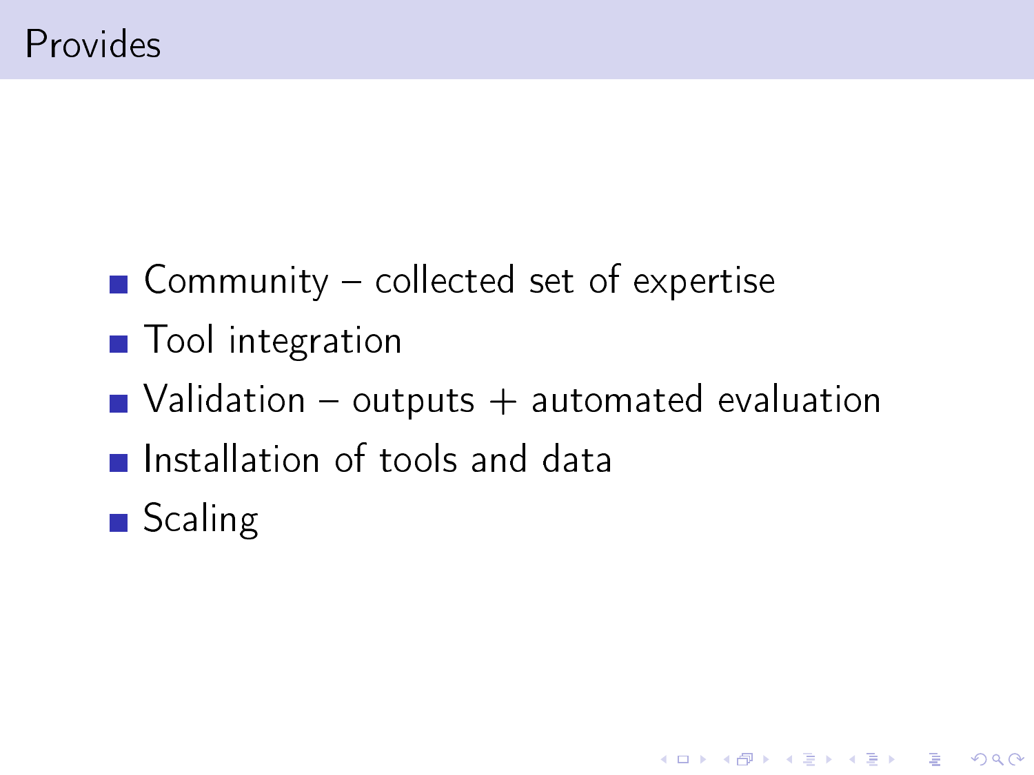# Provides

- Community – collected set of expertise
- Tool integration
- Validation – outputs + automated evaluation
- Installation of tools and data
- Scaling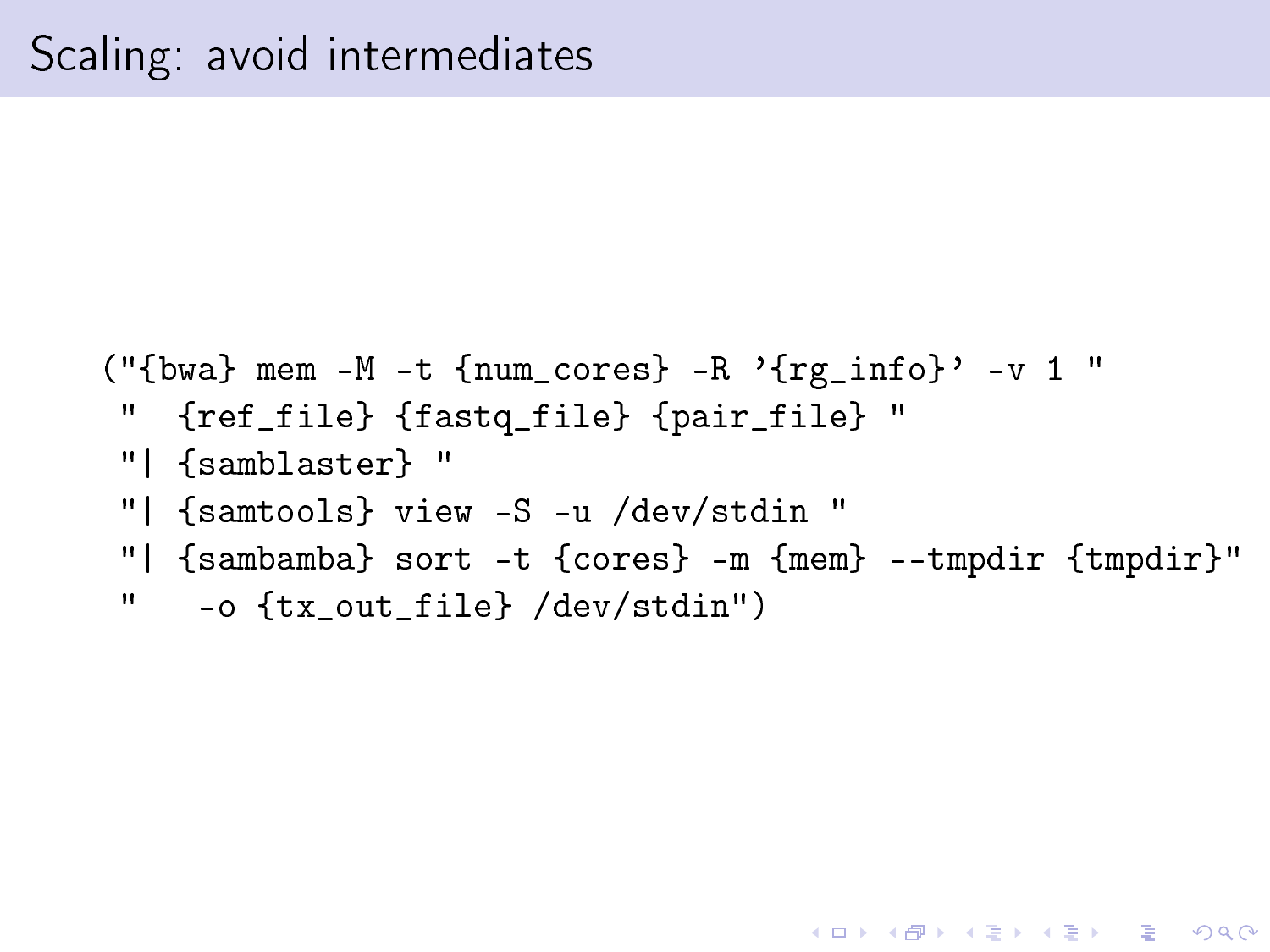# Scaling: avoid intermediates

```
("{bwa} mem -M -t {num_cores} -R '{rg_info}' -v 1 "
 "  {ref_file} {fastq_file} {pair_file} "
 "| {samblaster} "
 "| {samtools} view -S -u /dev/stdin "
 "| {sambamba} sort -t {cores} -m {mem} --tmpdir {tmpdir}"
 "   -o {tx_out_file} /dev/stdin")
```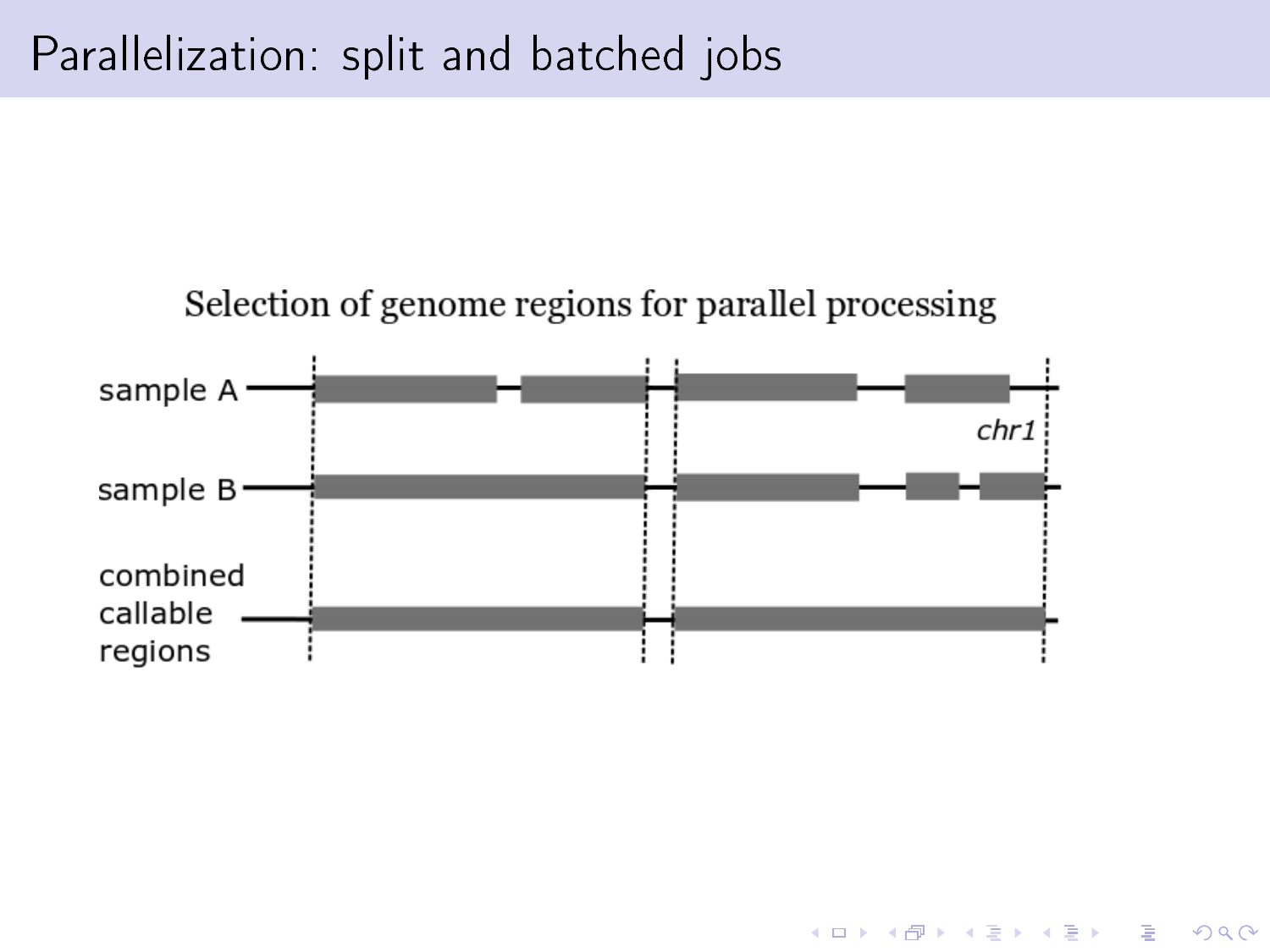# Parallelization: split and batched jobs

Selection of genome regions for parallel processing

sample A

chr1

sample B

combined callable regions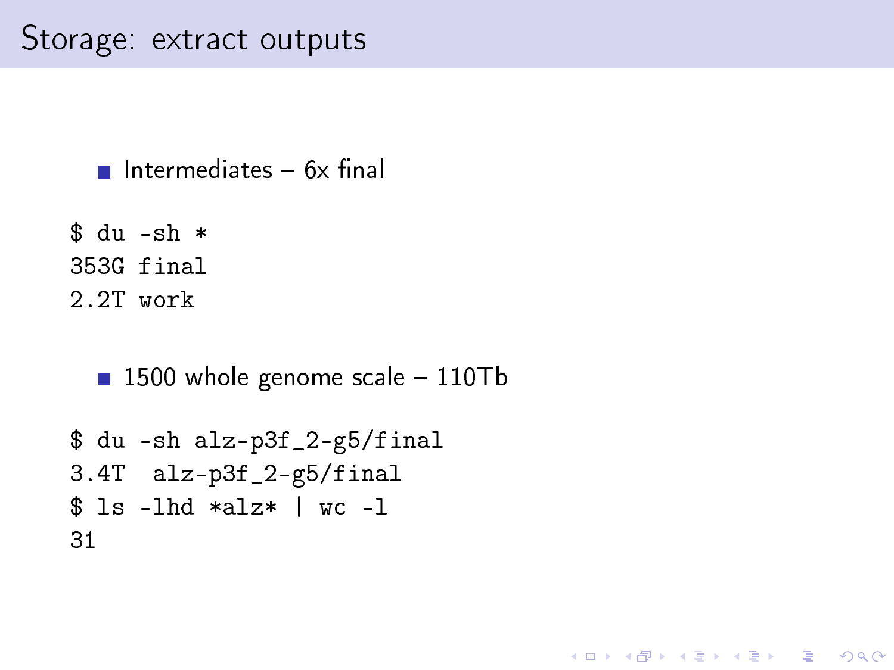# Storage: extract outputs

- Intermediates – 6x final

```
$ du -sh *
353G final
2.2T work
```

- 1500 whole genome scale – 110Tb

```
$ du -sh alz-p3f_2-g5/final
3.4T  alz-p3f_2-g5/final
$ ls -lhd *alz* | wc -l
31
```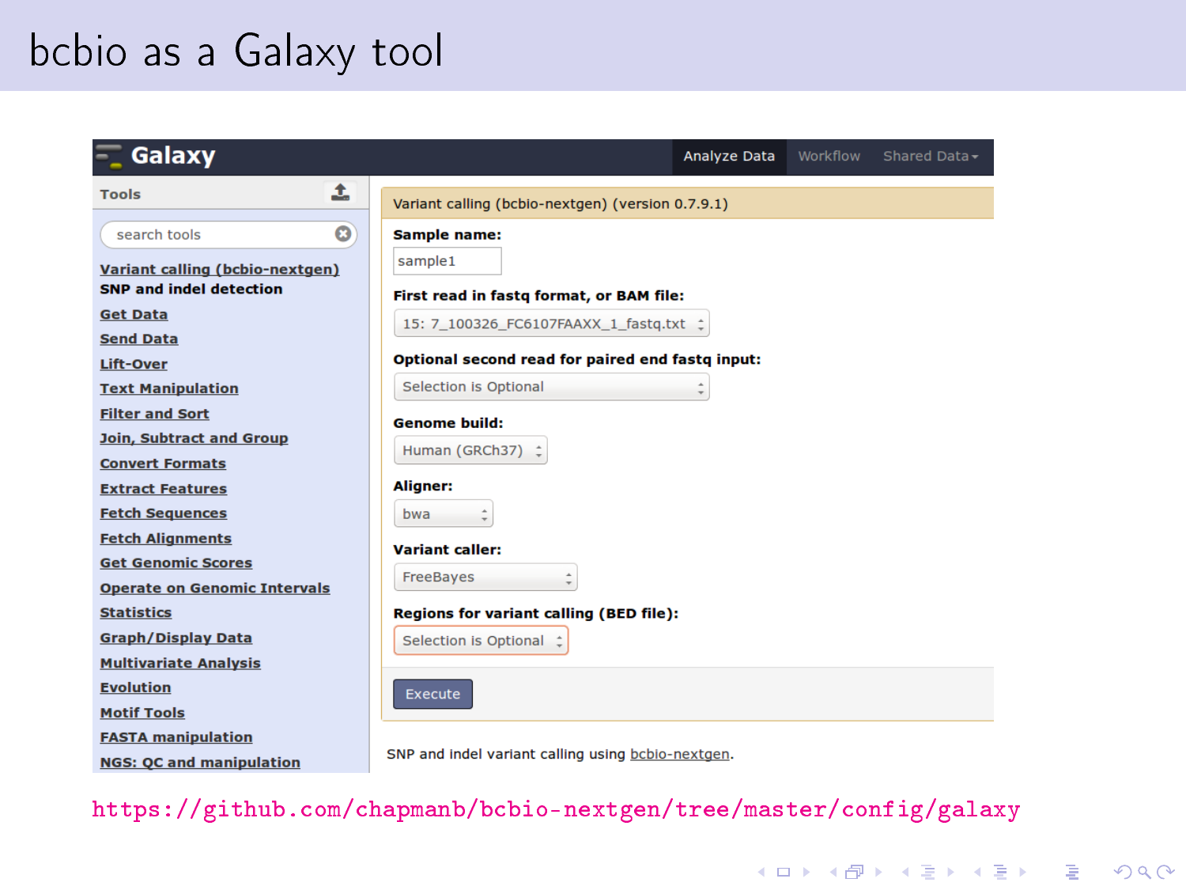# bcbio as a Galaxy tool

**Galaxy** | Analyze Data | Workflow | Shared Data

**Tools**

search tools

- Variant calling (bcbio-nextgen)
- **SNP and indel detection**
- Get Data
- Send Data
- Lift-Over
- Text Manipulation
- Filter and Sort
- Join, Subtract and Group
- Convert Formats
- Extract Features
- Fetch Sequences
- Fetch Alignments
- Get Genomic Scores
- Operate on Genomic Intervals
- Statistics
- Graph/Display Data
- Multivariate Analysis
- Evolution
- Motif Tools
- FASTA manipulation
- NGS: QC and manipulation

Variant calling (bcbio-nextgen) (version 0.7.9.1)

**Sample name:** sample1

**First read in fastq format, or BAM file:** 15: 7_100326_FC6107FAAXX_1_fastq.txt

**Optional second read for paired end fastq input:** Selection is Optional

**Genome build:** Human (GRCh37)

**Aligner:** bwa

**Variant caller:** FreeBayes

**Regions for variant calling (BED file):** Selection is Optional

Execute

SNP and indel variant calling using bcbio-nextgen.

https://github.com/chapmanb/bcbio-nextgen/tree/master/config/galaxy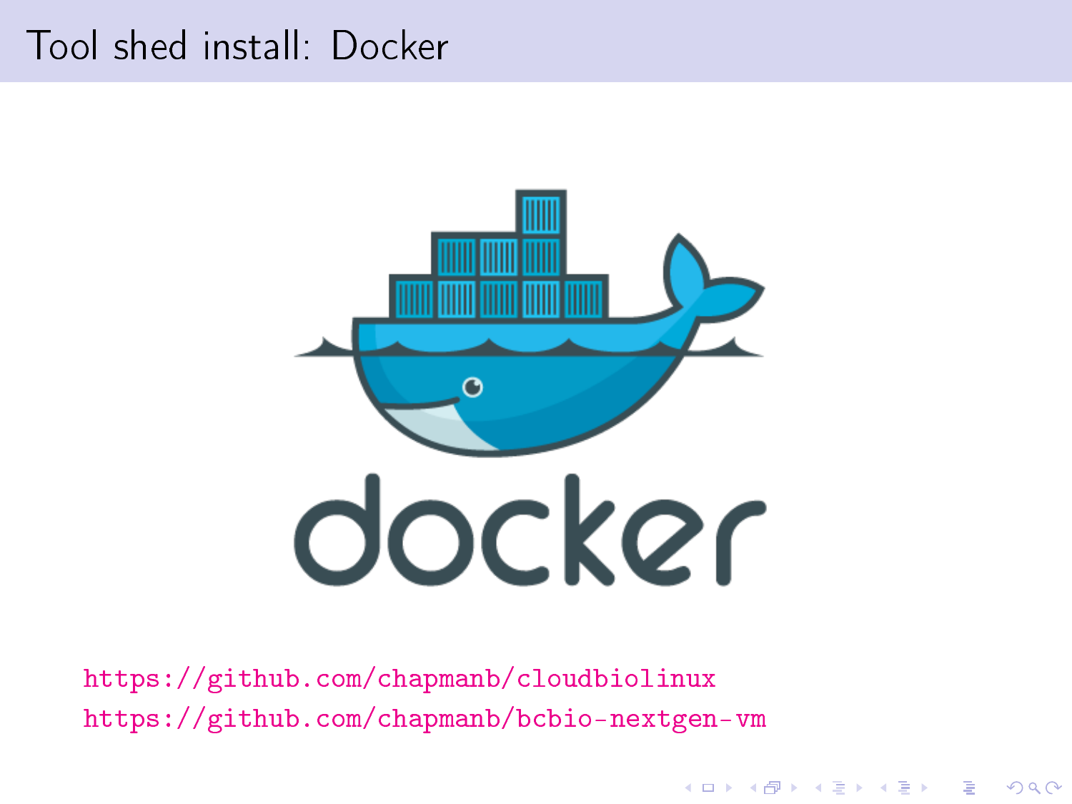# Tool shed install: Docker

https://github.com/chapmanb/cloudbiolinux

https://github.com/chapmanb/bcbio-nextgen-vm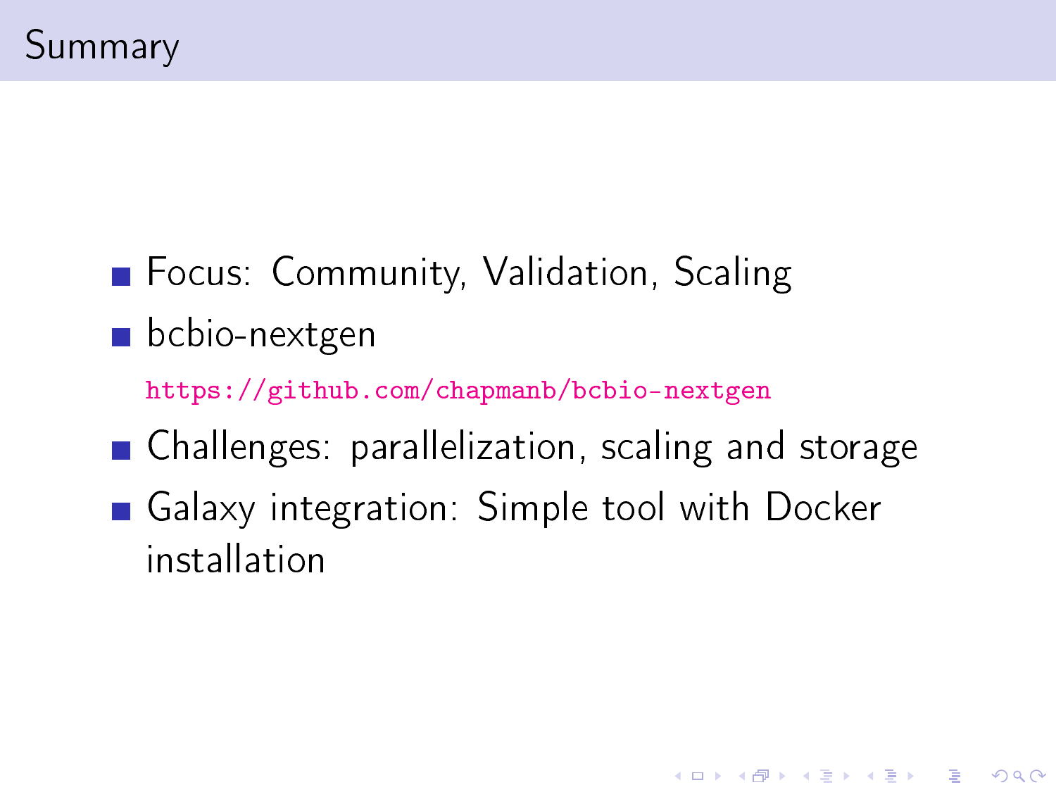# Summary

- Focus: Community, Validation, Scaling
- bcbio-nextgen

  https://github.com/chapmanb/bcbio-nextgen
- Challenges: parallelization, scaling and storage
- Galaxy integration: Simple tool with Docker installation